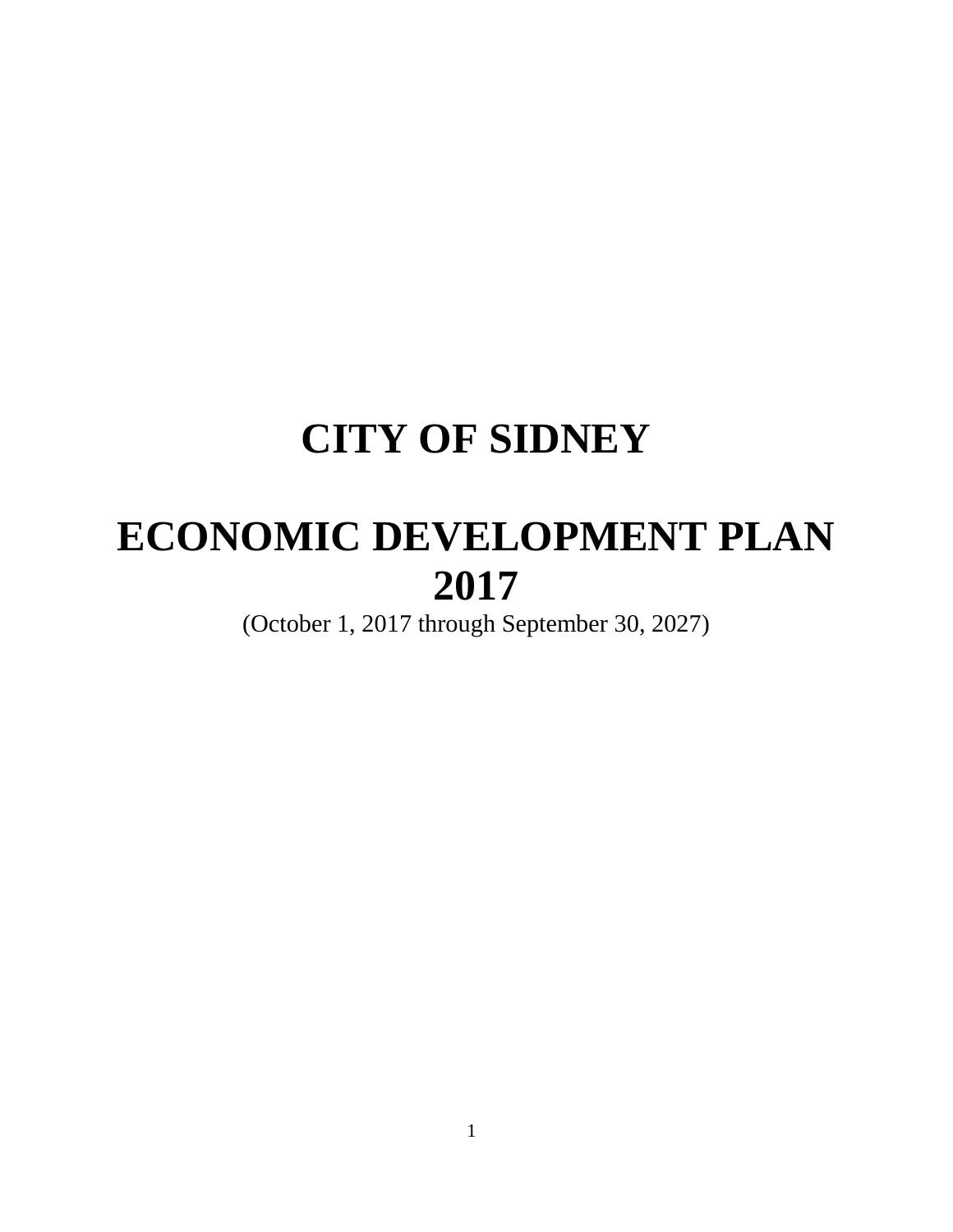# CITY OF SIDNEY

# ECONOMIC DEVELOPMENT PLAN 2017

(October 1, 2017 through September 30, 2027)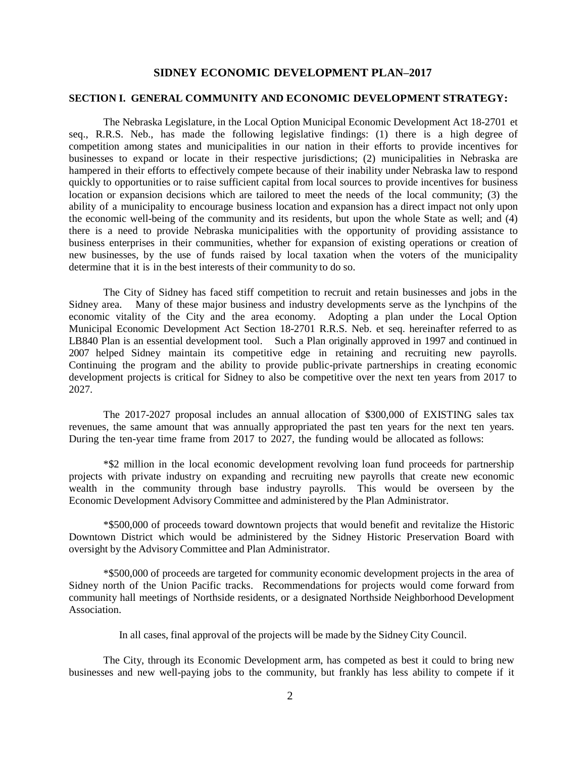# SIDNEY ECONOMIC DEVELOPMENT PLAN–2017

## SECTION I. GENERAL COMMUNITY AND ECONOMIC DEVELOPMENT STRATEGY:

The Nebraska Legislature, in the Local Option Municipal Economic Development Act 18-2701 et seq., R.R.S. Neb., has made the following legislative findings: (1) there is a high degree of competition among states and municipalities in our nation in their efforts to provide incentives for businesses to expand or locate in their respective jurisdictions; (2) municipalities in Nebraska are hampered in their efforts to effectively compete because of their inability under Nebraska law to respond quickly to opportunities or to raise sufficient capital from local sources to provide incentives for business location or expansion decisions which are tailored to meet the needs of the local community; (3) the ability of a municipality to encourage business location and expansion has a direct impact not only upon the economic well-being of the community and its residents, but upon the whole State as well; and (4) there is a need to provide Nebraska municipalities with the opportunity of providing assistance to business enterprises in their communities, whether for expansion of existing operations or creation of new businesses, by the use of funds raised by local taxation when the voters of the municipality determine that it is in the best interests of their community to do so.

The City of Sidney has faced stiff competition to recruit and retain businesses and jobs in the Sidney area. Many of these major business and industry developments serve as the lynchpins of the economic vitality of the City and the area economy. Adopting a plan under the Local Option Municipal Economic Development Act Section 18-2701 R.R.S. Neb. et seq. hereinafter referred to as LB840 Plan is an essential development tool. Such a Plan originally approved in 1997 and continued in 2007 helped Sidney maintain its competitive edge in retaining and recruiting new payrolls. Continuing the program and the ability to provide public-private partnerships in creating economic development projects is critical for Sidney to also be competitive over the next ten years from 2017 to 2027.

The 2017-2027 proposal includes an annual allocation of $300,000 of EXISTING sales tax revenues, the same amount that was annually appropriated the past ten years for the next ten years. During the ten-year time frame from 2017 to 2027, the funding would be allocated as follows:

*$2 million in the local economic development revolving loan fund proceeds for partnership projects with private industry on expanding and recruiting new payrolls that create new economic wealth in the community through base industry payrolls. This would be overseen by the Economic Development Advisory Committee and administered by the Plan Administrator.

*$500,000 of proceeds toward downtown projects that would benefit and revitalize the Historic Downtown District which would be administered by the Sidney Historic Preservation Board with oversight by the Advisory Committee and Plan Administrator.

*$500,000 of proceeds are targeted for community economic development projects in the area of Sidney north of the Union Pacific tracks. Recommendations for projects would come forward from community hall meetings of Northside residents, or a designated Northside Neighborhood Development Association.

In all cases, final approval of the projects will be made by the Sidney City Council.

The City, through its Economic Development arm, has competed as best it could to bring new businesses and new well-paying jobs to the community, but frankly has less ability to compete if it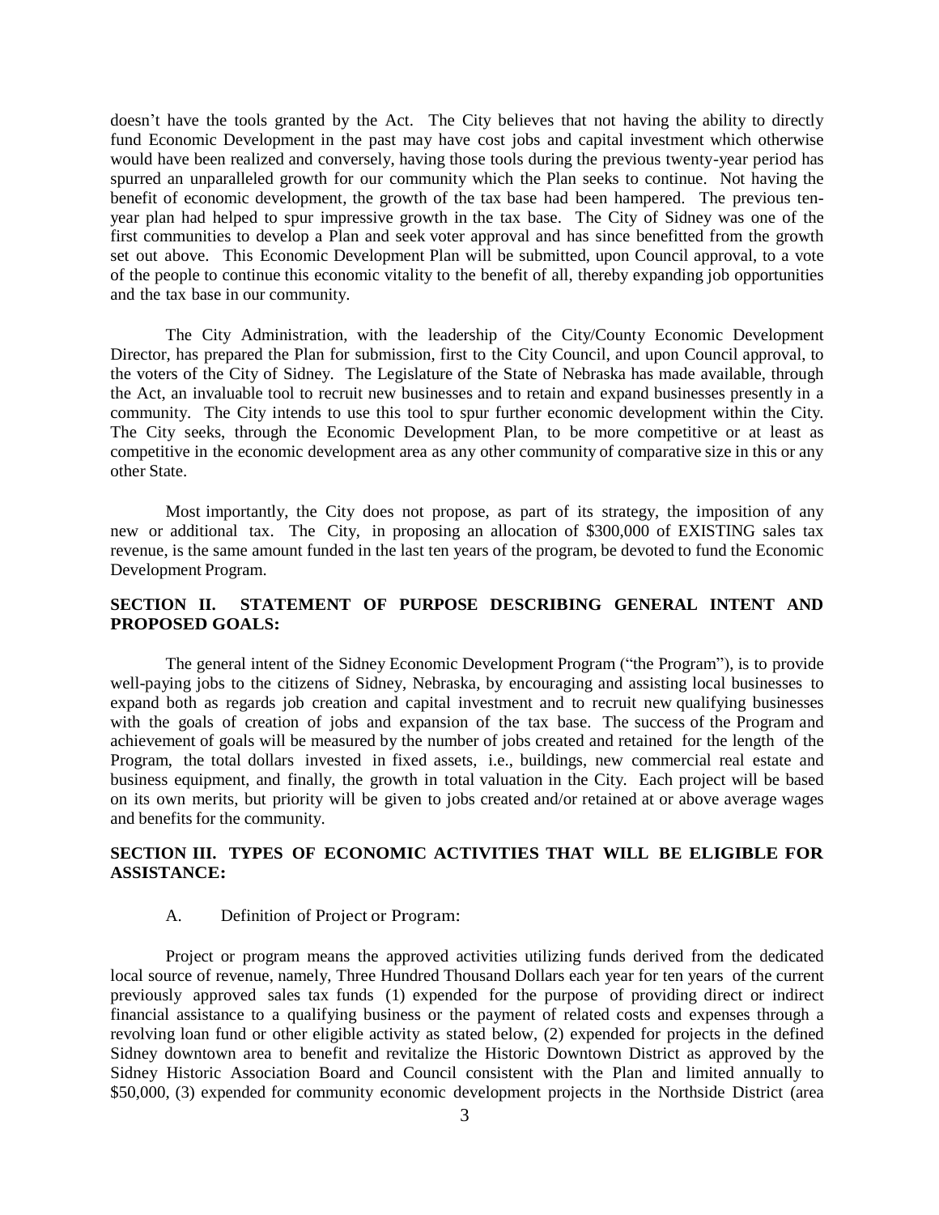doesn't have the tools granted by the Act. The City believes that not having the ability to directly fund Economic Development in the past may have cost jobs and capital investment which otherwise would have been realized and conversely, having those tools during the previous twenty-year period has spurred an unparalleled growth for our community which the Plan seeks to continue. Not having the benefit of economic development, the growth of the tax base had been hampered. The previous ten-year plan had helped to spur impressive growth in the tax base. The City of Sidney was one of the first communities to develop a Plan and seek voter approval and has since benefitted from the growth set out above. This Economic Development Plan will be submitted, upon Council approval, to a vote of the people to continue this economic vitality to the benefit of all, thereby expanding job opportunities and the tax base in our community.

The City Administration, with the leadership of the City/County Economic Development Director, has prepared the Plan for submission, first to the City Council, and upon Council approval, to the voters of the City of Sidney. The Legislature of the State of Nebraska has made available, through the Act, an invaluable tool to recruit new businesses and to retain and expand businesses presently in a community. The City intends to use this tool to spur further economic development within the City. The City seeks, through the Economic Development Plan, to be more competitive or at least as competitive in the economic development area as any other community of comparative size in this or any other State.

Most importantly, the City does not propose, as part of its strategy, the imposition of any new or additional tax. The City, in proposing an allocation of $300,000 of EXISTING sales tax revenue, is the same amount funded in the last ten years of the program, be devoted to fund the Economic Development Program.

## SECTION II. STATEMENT OF PURPOSE DESCRIBING GENERAL INTENT AND PROPOSED GOALS:

The general intent of the Sidney Economic Development Program ("the Program"), is to provide well-paying jobs to the citizens of Sidney, Nebraska, by encouraging and assisting local businesses to expand both as regards job creation and capital investment and to recruit new qualifying businesses with the goals of creation of jobs and expansion of the tax base. The success of the Program and achievement of goals will be measured by the number of jobs created and retained for the length of the Program, the total dollars invested in fixed assets, i.e., buildings, new commercial real estate and business equipment, and finally, the growth in total valuation in the City. Each project will be based on its own merits, but priority will be given to jobs created and/or retained at or above average wages and benefits for the community.

## SECTION III. TYPES OF ECONOMIC ACTIVITIES THAT WILL BE ELIGIBLE FOR ASSISTANCE:

### A. Definition of Project or Program:

Project or program means the approved activities utilizing funds derived from the dedicated local source of revenue, namely, Three Hundred Thousand Dollars each year for ten years of the current previously approved sales tax funds (1) expended for the purpose of providing direct or indirect financial assistance to a qualifying business or the payment of related costs and expenses through a revolving loan fund or other eligible activity as stated below, (2) expended for projects in the defined Sidney downtown area to benefit and revitalize the Historic Downtown District as approved by the Sidney Historic Association Board and Council consistent with the Plan and limited annually to $50,000, (3) expended for community economic development projects in the Northside District (area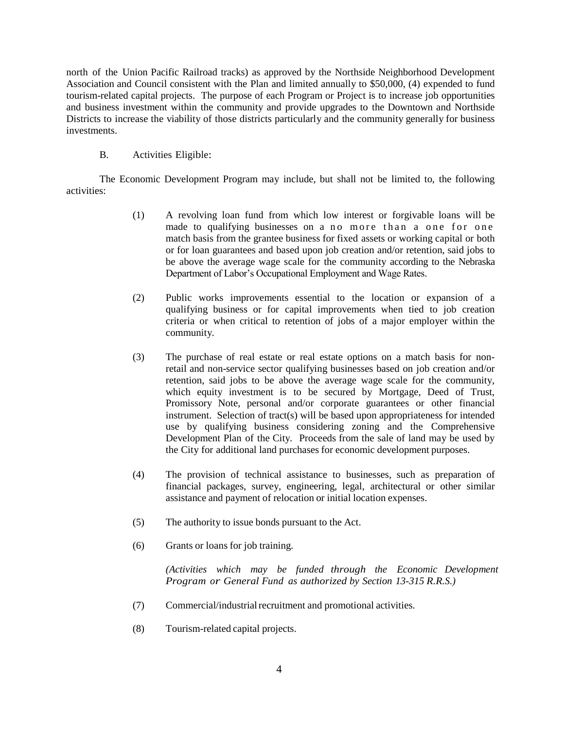north of the Union Pacific Railroad tracks) as approved by the Northside Neighborhood Development Association and Council consistent with the Plan and limited annually to $50,000, (4) expended to fund tourism-related capital projects. The purpose of each Program or Project is to increase job opportunities and business investment within the community and provide upgrades to the Downtown and Northside Districts to increase the viability of those districts particularly and the community generally for business investments.

B. Activities Eligible:

The Economic Development Program may include, but shall not be limited to, the following activities:

(1) A revolving loan fund from which low interest or forgivable loans will be made to qualifying businesses on a no more than a one for one match basis from the grantee business for fixed assets or working capital or both or for loan guarantees and based upon job creation and/or retention, said jobs to be above the average wage scale for the community according to the Nebraska Department of Labor's Occupational Employment and Wage Rates.

(2) Public works improvements essential to the location or expansion of a qualifying business or for capital improvements when tied to job creation criteria or when critical to retention of jobs of a major employer within the community.

(3) The purchase of real estate or real estate options on a match basis for non-retail and non-service sector qualifying businesses based on job creation and/or retention, said jobs to be above the average wage scale for the community, which equity investment is to be secured by Mortgage, Deed of Trust, Promissory Note, personal and/or corporate guarantees or other financial instrument. Selection of tract(s) will be based upon appropriateness for intended use by qualifying business considering zoning and the Comprehensive Development Plan of the City. Proceeds from the sale of land may be used by the City for additional land purchases for economic development purposes.

(4) The provision of technical assistance to businesses, such as preparation of financial packages, survey, engineering, legal, architectural or other similar assistance and payment of relocation or initial location expenses.

(5) The authority to issue bonds pursuant to the Act.

(6) Grants or loans for job training.

*(Activities which may be funded through the Economic Development Program or General Fund as authorized by Section 13-315 R.R.S.)*

(7) Commercial/industrial recruitment and promotional activities.

(8) Tourism-related capital projects.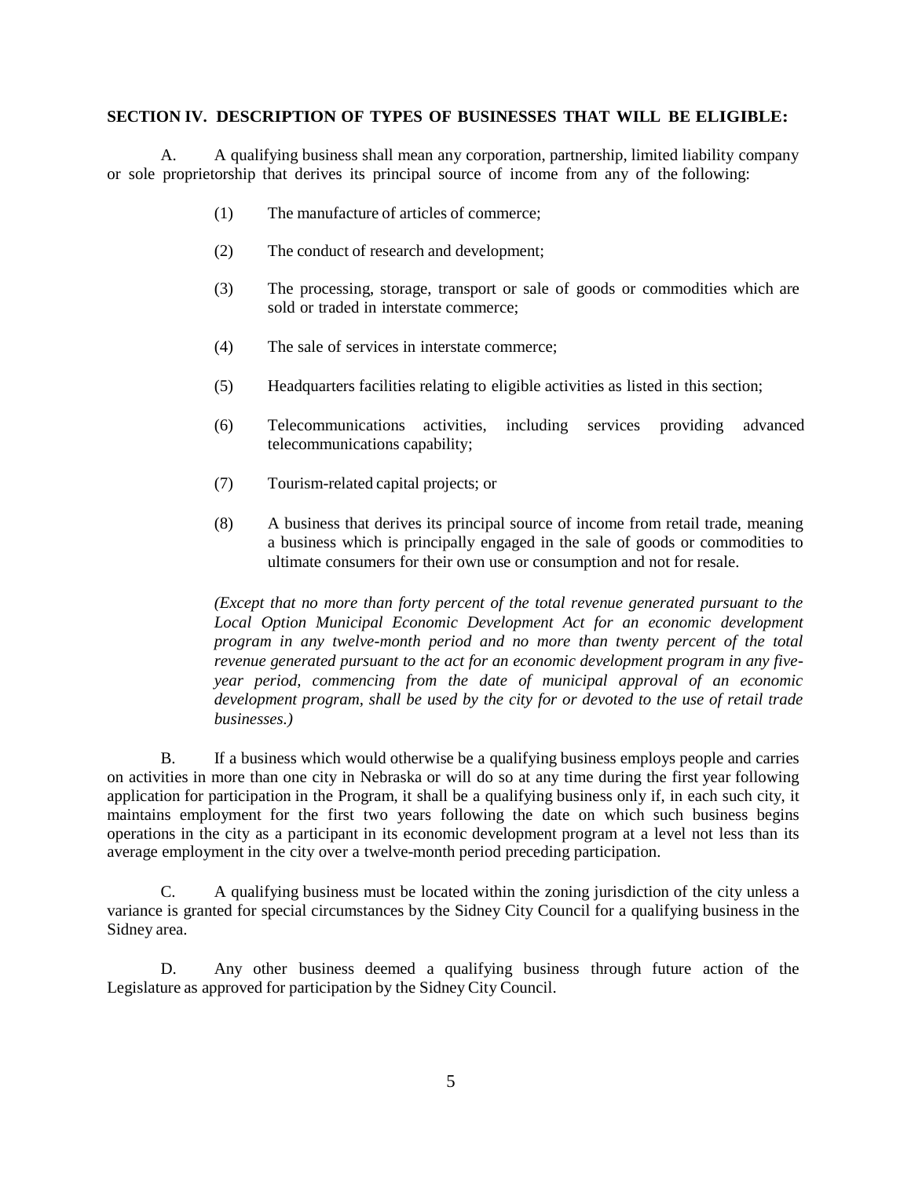## SECTION IV. DESCRIPTION OF TYPES OF BUSINESSES THAT WILL BE ELIGIBLE:

A. A qualifying business shall mean any corporation, partnership, limited liability company or sole proprietorship that derives its principal source of income from any of the following:

(1) The manufacture of articles of commerce;

(2) The conduct of research and development;

(3) The processing, storage, transport or sale of goods or commodities which are sold or traded in interstate commerce;

(4) The sale of services in interstate commerce;

(5) Headquarters facilities relating to eligible activities as listed in this section;

(6) Telecommunications activities, including services providing advanced telecommunications capability;

(7) Tourism-related capital projects; or

(8) A business that derives its principal source of income from retail trade, meaning a business which is principally engaged in the sale of goods or commodities to ultimate consumers for their own use or consumption and not for resale.

*(Except that no more than forty percent of the total revenue generated pursuant to the Local Option Municipal Economic Development Act for an economic development program in any twelve-month period and no more than twenty percent of the total revenue generated pursuant to the act for an economic development program in any five-year period, commencing from the date of municipal approval of an economic development program, shall be used by the city for or devoted to the use of retail trade businesses.)*

B. If a business which would otherwise be a qualifying business employs people and carries on activities in more than one city in Nebraska or will do so at any time during the first year following application for participation in the Program, it shall be a qualifying business only if, in each such city, it maintains employment for the first two years following the date on which such business begins operations in the city as a participant in its economic development program at a level not less than its average employment in the city over a twelve-month period preceding participation.

C. A qualifying business must be located within the zoning jurisdiction of the city unless a variance is granted for special circumstances by the Sidney City Council for a qualifying business in the Sidney area.

D. Any other business deemed a qualifying business through future action of the Legislature as approved for participation by the Sidney City Council.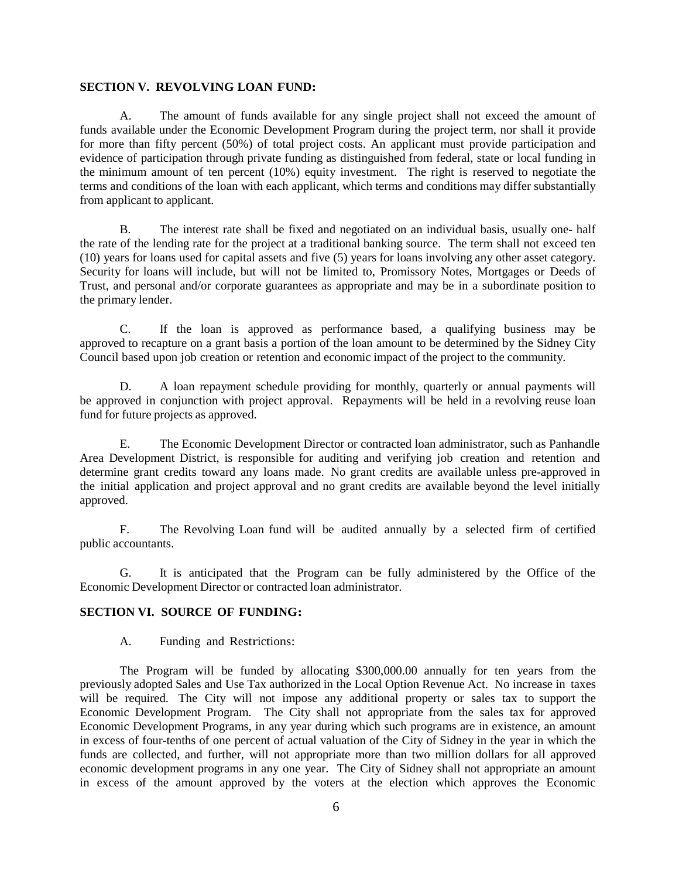## SECTION V. REVOLVING LOAN FUND:

A. The amount of funds available for any single project shall not exceed the amount of funds available under the Economic Development Program during the project term, nor shall it provide for more than fifty percent (50%) of total project costs. An applicant must provide participation and evidence of participation through private funding as distinguished from federal, state or local funding in the minimum amount of ten percent (10%) equity investment. The right is reserved to negotiate the terms and conditions of the loan with each applicant, which terms and conditions may differ substantially from applicant to applicant.

B. The interest rate shall be fixed and negotiated on an individual basis, usually one- half the rate of the lending rate for the project at a traditional banking source. The term shall not exceed ten (10) years for loans used for capital assets and five (5) years for loans involving any other asset category. Security for loans will include, but will not be limited to, Promissory Notes, Mortgages or Deeds of Trust, and personal and/or corporate guarantees as appropriate and may be in a subordinate position to the primary lender.

C. If the loan is approved as performance based, a qualifying business may be approved to recapture on a grant basis a portion of the loan amount to be determined by the Sidney City Council based upon job creation or retention and economic impact of the project to the community.

D. A loan repayment schedule providing for monthly, quarterly or annual payments will be approved in conjunction with project approval. Repayments will be held in a revolving reuse loan fund for future projects as approved.

E. The Economic Development Director or contracted loan administrator, such as Panhandle Area Development District, is responsible for auditing and verifying job creation and retention and determine grant credits toward any loans made. No grant credits are available unless pre-approved in the initial application and project approval and no grant credits are available beyond the level initially approved.

F. The Revolving Loan fund will be audited annually by a selected firm of certified public accountants.

G. It is anticipated that the Program can be fully administered by the Office of the Economic Development Director or contracted loan administrator.

## SECTION VI. SOURCE OF FUNDING:

A. Funding and Restrictions:

The Program will be funded by allocating $300,000.00 annually for ten years from the previously adopted Sales and Use Tax authorized in the Local Option Revenue Act. No increase in taxes will be required. The City will not impose any additional property or sales tax to support the Economic Development Program. The City shall not appropriate from the sales tax for approved Economic Development Programs, in any year during which such programs are in existence, an amount in excess of four-tenths of one percent of actual valuation of the City of Sidney in the year in which the funds are collected, and further, will not appropriate more than two million dollars for all approved economic development programs in any one year. The City of Sidney shall not appropriate an amount in excess of the amount approved by the voters at the election which approves the Economic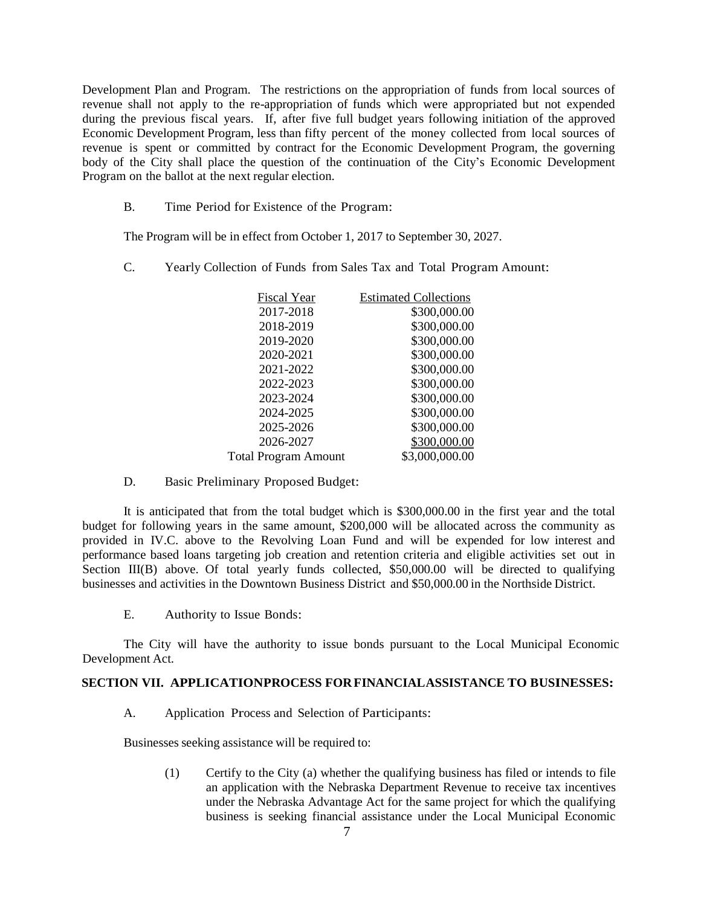Development Plan and Program. The restrictions on the appropriation of funds from local sources of revenue shall not apply to the re-appropriation of funds which were appropriated but not expended during the previous fiscal years. If, after five full budget years following initiation of the approved Economic Development Program, less than fifty percent of the money collected from local sources of revenue is spent or committed by contract for the Economic Development Program, the governing body of the City shall place the question of the continuation of the City's Economic Development Program on the ballot at the next regular election.

B. Time Period for Existence of the Program:

The Program will be in effect from October 1, 2017 to September 30, 2027.

C. Yearly Collection of Funds from Sales Tax and Total Program Amount:

| Fiscal Year | Estimated Collections |
|---|---|
| 2017-2018 | \$300,000.00 |
| 2018-2019 | \$300,000.00 |
| 2019-2020 | \$300,000.00 |
| 2020-2021 | \$300,000.00 |
| 2021-2022 | \$300,000.00 |
| 2022-2023 | \$300,000.00 |
| 2023-2024 | \$300,000.00 |
| 2024-2025 | \$300,000.00 |
| 2025-2026 | \$300,000.00 |
| 2026-2027 | \$300,000.00 |
| Total Program Amount | \$3,000,000.00 |

D. Basic Preliminary Proposed Budget:

It is anticipated that from the total budget which is \$300,000.00 in the first year and the total budget for following years in the same amount, \$200,000 will be allocated across the community as provided in IV.C. above to the Revolving Loan Fund and will be expended for low interest and performance based loans targeting job creation and retention criteria and eligible activities set out in Section III(B) above. Of total yearly funds collected, \$50,000.00 will be directed to qualifying businesses and activities in the Downtown Business District and \$50,000.00 in the Northside District.

E. Authority to Issue Bonds:

The City will have the authority to issue bonds pursuant to the Local Municipal Economic Development Act.

**SECTION VII. APPLICATIONPROCESS FOR FINANCIALASSISTANCE TO BUSINESSES:**

A. Application Process and Selection of Participants:

Businesses seeking assistance will be required to:

(1) Certify to the City (a) whether the qualifying business has filed or intends to file an application with the Nebraska Department Revenue to receive tax incentives under the Nebraska Advantage Act for the same project for which the qualifying business is seeking financial assistance under the Local Municipal Economic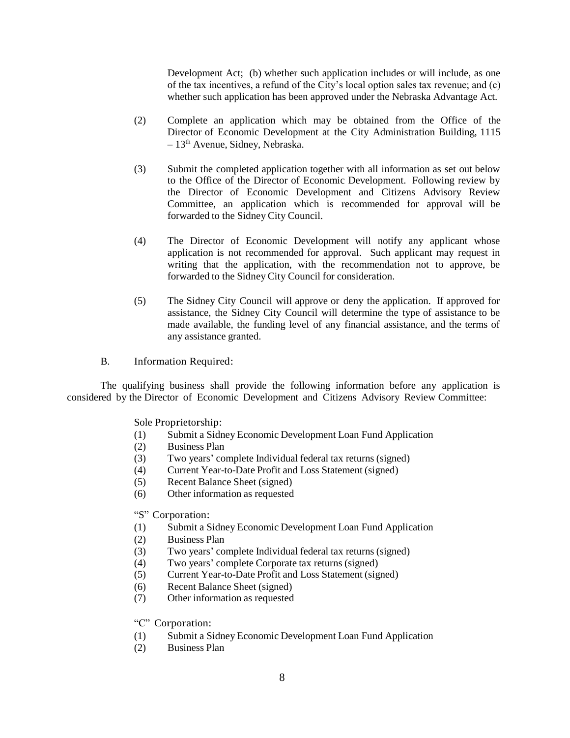Development Act; (b) whether such application includes or will include, as one of the tax incentives, a refund of the City's local option sales tax revenue; and (c) whether such application has been approved under the Nebraska Advantage Act.

(2) Complete an application which may be obtained from the Office of the Director of Economic Development at the City Administration Building, 1115 – 13th Avenue, Sidney, Nebraska.

(3) Submit the completed application together with all information as set out below to the Office of the Director of Economic Development. Following review by the Director of Economic Development and Citizens Advisory Review Committee, an application which is recommended for approval will be forwarded to the Sidney City Council.

(4) The Director of Economic Development will notify any applicant whose application is not recommended for approval. Such applicant may request in writing that the application, with the recommendation not to approve, be forwarded to the Sidney City Council for consideration.

(5) The Sidney City Council will approve or deny the application. If approved for assistance, the Sidney City Council will determine the type of assistance to be made available, the funding level of any financial assistance, and the terms of any assistance granted.

B. Information Required:

The qualifying business shall provide the following information before any application is considered by the Director of Economic Development and Citizens Advisory Review Committee:

Sole Proprietorship:

(1) Submit a Sidney Economic Development Loan Fund Application
(2) Business Plan
(3) Two years' complete Individual federal tax returns (signed)
(4) Current Year-to-Date Profit and Loss Statement (signed)
(5) Recent Balance Sheet (signed)
(6) Other information as requested

"S" Corporation:

(1) Submit a Sidney Economic Development Loan Fund Application
(2) Business Plan
(3) Two years' complete Individual federal tax returns (signed)
(4) Two years' complete Corporate tax returns (signed)
(5) Current Year-to-Date Profit and Loss Statement (signed)
(6) Recent Balance Sheet (signed)
(7) Other information as requested

"C" Corporation:

(1) Submit a Sidney Economic Development Loan Fund Application
(2) Business Plan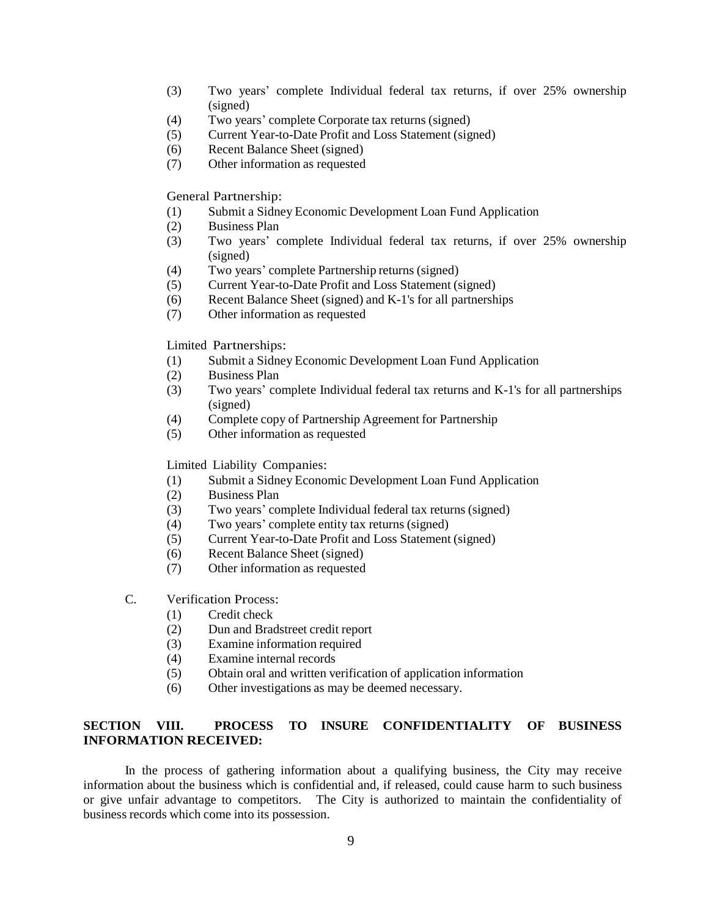(3) Two years' complete Individual federal tax returns, if over 25% ownership (signed)
(4) Two years' complete Corporate tax returns (signed)
(5) Current Year-to-Date Profit and Loss Statement (signed)
(6) Recent Balance Sheet (signed)
(7) Other information as requested

General Partnership:

(1) Submit a Sidney Economic Development Loan Fund Application
(2) Business Plan
(3) Two years' complete Individual federal tax returns, if over 25% ownership (signed)
(4) Two years' complete Partnership returns (signed)
(5) Current Year-to-Date Profit and Loss Statement (signed)
(6) Recent Balance Sheet (signed) and K-1's for all partnerships
(7) Other information as requested

Limited Partnerships:

(1) Submit a Sidney Economic Development Loan Fund Application
(2) Business Plan
(3) Two years' complete Individual federal tax returns and K-1's for all partnerships (signed)
(4) Complete copy of Partnership Agreement for Partnership
(5) Other information as requested

Limited Liability Companies:

(1) Submit a Sidney Economic Development Loan Fund Application
(2) Business Plan
(3) Two years' complete Individual federal tax returns (signed)
(4) Two years' complete entity tax returns (signed)
(5) Current Year-to-Date Profit and Loss Statement (signed)
(6) Recent Balance Sheet (signed)
(7) Other information as requested

C. Verification Process:

(1) Credit check
(2) Dun and Bradstreet credit report
(3) Examine information required
(4) Examine internal records
(5) Obtain oral and written verification of application information
(6) Other investigations as may be deemed necessary.

## SECTION VIII. PROCESS TO INSURE CONFIDENTIALITY OF BUSINESS INFORMATION RECEIVED:

In the process of gathering information about a qualifying business, the City may receive information about the business which is confidential and, if released, could cause harm to such business or give unfair advantage to competitors. The City is authorized to maintain the confidentiality of business records which come into its possession.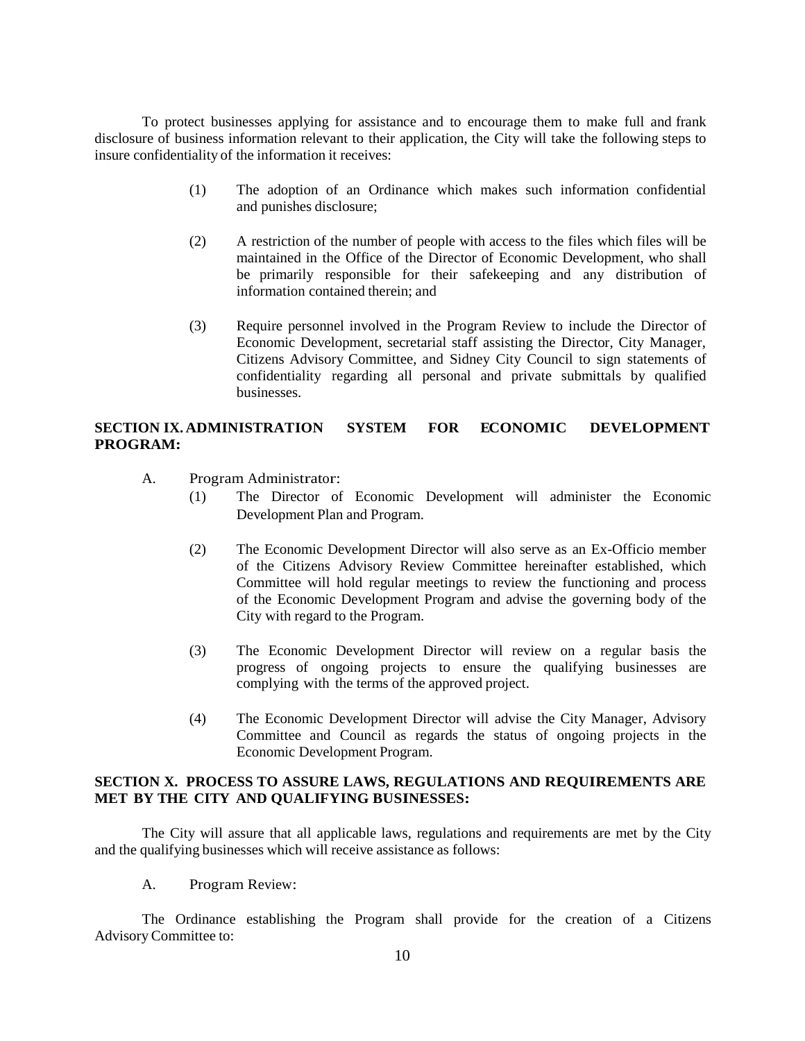To protect businesses applying for assistance and to encourage them to make full and frank disclosure of business information relevant to their application, the City will take the following steps to insure confidentiality of the information it receives:

(1) The adoption of an Ordinance which makes such information confidential and punishes disclosure;

(2) A restriction of the number of people with access to the files which files will be maintained in the Office of the Director of Economic Development, who shall be primarily responsible for their safekeeping and any distribution of information contained therein; and

(3) Require personnel involved in the Program Review to include the Director of Economic Development, secretarial staff assisting the Director, City Manager, Citizens Advisory Committee, and Sidney City Council to sign statements of confidentiality regarding all personal and private submittals by qualified businesses.

## SECTION IX. ADMINISTRATION SYSTEM FOR ECONOMIC DEVELOPMENT PROGRAM:

A. Program Administrator:

(1) The Director of Economic Development will administer the Economic Development Plan and Program.

(2) The Economic Development Director will also serve as an Ex-Officio member of the Citizens Advisory Review Committee hereinafter established, which Committee will hold regular meetings to review the functioning and process of the Economic Development Program and advise the governing body of the City with regard to the Program.

(3) The Economic Development Director will review on a regular basis the progress of ongoing projects to ensure the qualifying businesses are complying with the terms of the approved project.

(4) The Economic Development Director will advise the City Manager, Advisory Committee and Council as regards the status of ongoing projects in the Economic Development Program.

## SECTION X. PROCESS TO ASSURE LAWS, REGULATIONS AND REQUIREMENTS ARE MET BY THE CITY AND QUALIFYING BUSINESSES:

The City will assure that all applicable laws, regulations and requirements are met by the City and the qualifying businesses which will receive assistance as follows:

A. Program Review:

The Ordinance establishing the Program shall provide for the creation of a Citizens Advisory Committee to: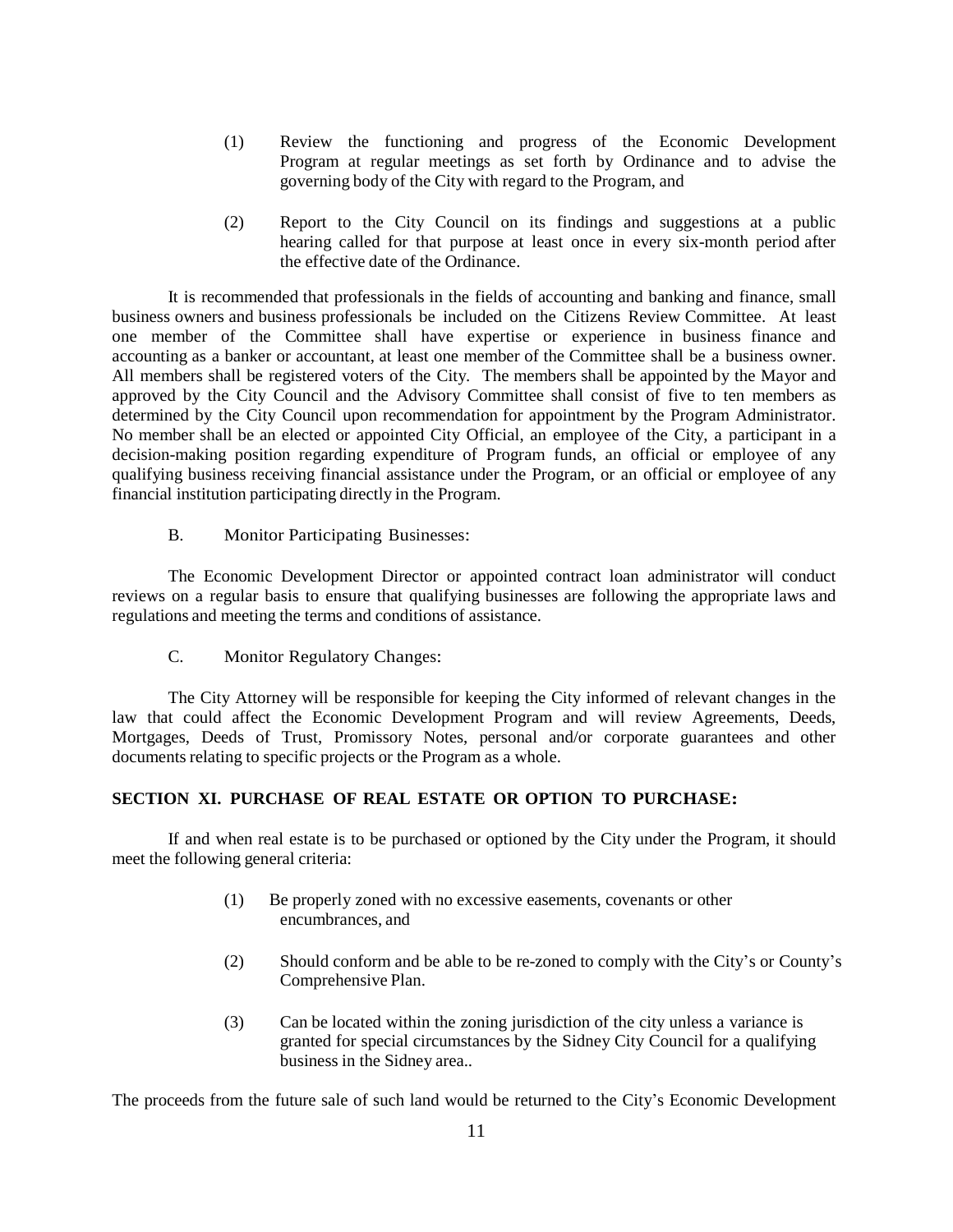(1) Review the functioning and progress of the Economic Development Program at regular meetings as set forth by Ordinance and to advise the governing body of the City with regard to the Program, and

(2) Report to the City Council on its findings and suggestions at a public hearing called for that purpose at least once in every six-month period after the effective date of the Ordinance.

It is recommended that professionals in the fields of accounting and banking and finance, small business owners and business professionals be included on the Citizens Review Committee. At least one member of the Committee shall have expertise or experience in business finance and accounting as a banker or accountant, at least one member of the Committee shall be a business owner. All members shall be registered voters of the City. The members shall be appointed by the Mayor and approved by the City Council and the Advisory Committee shall consist of five to ten members as determined by the City Council upon recommendation for appointment by the Program Administrator. No member shall be an elected or appointed City Official, an employee of the City, a participant in a decision-making position regarding expenditure of Program funds, an official or employee of any qualifying business receiving financial assistance under the Program, or an official or employee of any financial institution participating directly in the Program.

B. Monitor Participating Businesses:

The Economic Development Director or appointed contract loan administrator will conduct reviews on a regular basis to ensure that qualifying businesses are following the appropriate laws and regulations and meeting the terms and conditions of assistance.

C. Monitor Regulatory Changes:

The City Attorney will be responsible for keeping the City informed of relevant changes in the law that could affect the Economic Development Program and will review Agreements, Deeds, Mortgages, Deeds of Trust, Promissory Notes, personal and/or corporate guarantees and other documents relating to specific projects or the Program as a whole.

**SECTION XI. PURCHASE OF REAL ESTATE OR OPTION TO PURCHASE:**

If and when real estate is to be purchased or optioned by the City under the Program, it should meet the following general criteria:

(1) Be properly zoned with no excessive easements, covenants or other encumbrances, and

(2) Should conform and be able to be re-zoned to comply with the City's or County's Comprehensive Plan.

(3) Can be located within the zoning jurisdiction of the city unless a variance is granted for special circumstances by the Sidney City Council for a qualifying business in the Sidney area..

The proceeds from the future sale of such land would be returned to the City's Economic Development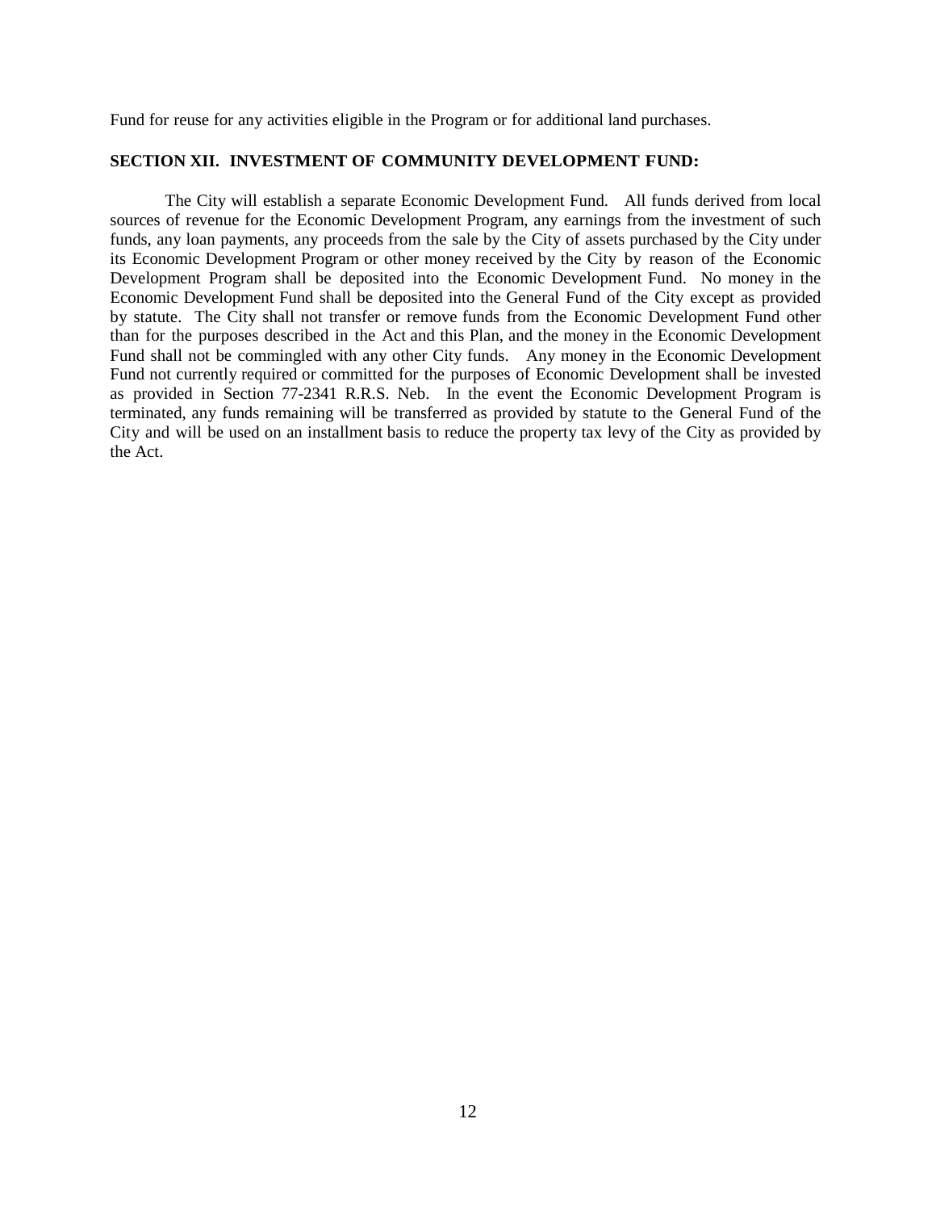Fund for reuse for any activities eligible in the Program or for additional land purchases.

**SECTION XII. INVESTMENT OF COMMUNITY DEVELOPMENT FUND:**

The City will establish a separate Economic Development Fund. All funds derived from local sources of revenue for the Economic Development Program, any earnings from the investment of such funds, any loan payments, any proceeds from the sale by the City of assets purchased by the City under its Economic Development Program or other money received by the City by reason of the Economic Development Program shall be deposited into the Economic Development Fund. No money in the Economic Development Fund shall be deposited into the General Fund of the City except as provided by statute. The City shall not transfer or remove funds from the Economic Development Fund other than for the purposes described in the Act and this Plan, and the money in the Economic Development Fund shall not be commingled with any other City funds. Any money in the Economic Development Fund not currently required or committed for the purposes of Economic Development shall be invested as provided in Section 77-2341 R.R.S. Neb. In the event the Economic Development Program is terminated, any funds remaining will be transferred as provided by statute to the General Fund of the City and will be used on an installment basis to reduce the property tax levy of the City as provided by the Act.